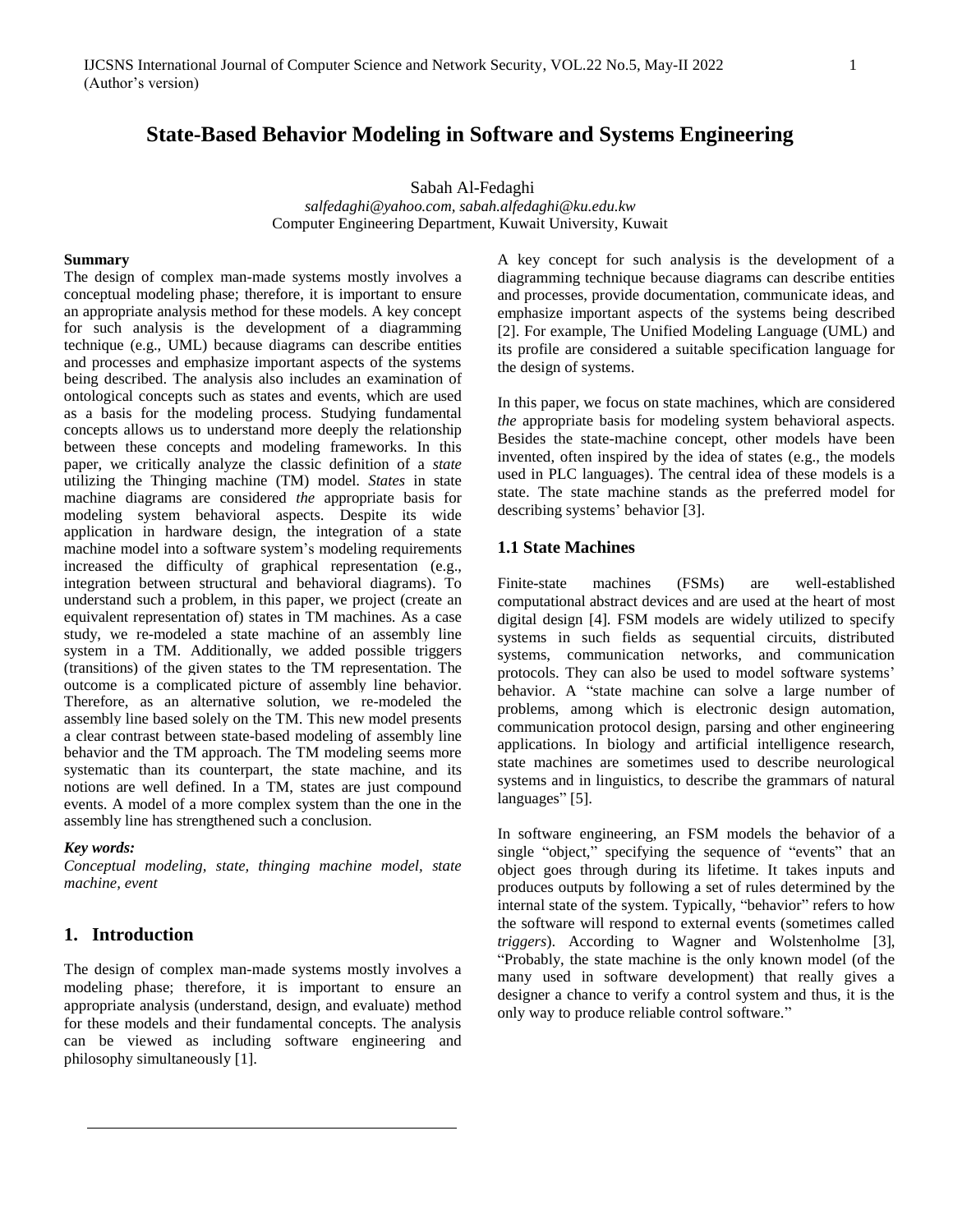# State-Based Behavior Modeling in Software and Systems Engineering

Sabah Al-Fedaghi

*salfedaghi@yahoo.com, sabah.alfedaghi@ku.edu.kw*

Computer Engineering Department, Kuwait University, Kuwait

**Summary**

The design of complex man-made systems mostly involves a conceptual modeling phase; therefore, it is important to ensure an appropriate analysis method for these models. A key concept for such analysis is the development of a diagramming technique (e.g., UML) because diagrams can describe entities and processes and emphasize important aspects of the systems being described. The analysis also includes an examination of ontological concepts such as states and events, which are used as a basis for the modeling process. Studying fundamental concepts allows us to understand more deeply the relationship between these concepts and modeling frameworks. In this paper, we critically analyze the classic definition of a *state* utilizing the Thinging machine (TM) model. *States* in state machine diagrams are considered *the* appropriate basis for modeling system behavioral aspects. Despite its wide application in hardware design, the integration of a state machine model into a software system's modeling requirements increased the difficulty of graphical representation (e.g., integration between structural and behavioral diagrams). To understand such a problem, in this paper, we project (create an equivalent representation of) states in TM machines. As a case study, we re-modeled a state machine of an assembly line system in a TM. Additionally, we added possible triggers (transitions) of the given states to the TM representation. The outcome is a complicated picture of assembly line behavior. Therefore, as an alternative solution, we re-modeled the assembly line based solely on the TM. This new model presents a clear contrast between state-based modeling of assembly line behavior and the TM approach. The TM modeling seems more systematic than its counterpart, the state machine, and its notions are well defined. In a TM, states are just compound events. A model of a more complex system than the one in the assembly line has strengthened such a conclusion.

***Key words:***

*Conceptual modeling, state, thinging machine model, state machine, event*

## 1. Introduction

The design of complex man-made systems mostly involves a modeling phase; therefore, it is important to ensure an appropriate analysis (understand, design, and evaluate) method for these models and their fundamental concepts. The analysis can be viewed as including software engineering and philosophy simultaneously [1].

A key concept for such analysis is the development of a diagramming technique because diagrams can describe entities and processes, provide documentation, communicate ideas, and emphasize important aspects of the systems being described [2]. For example, The Unified Modeling Language (UML) and its profile are considered a suitable specification language for the design of systems.

In this paper, we focus on state machines, which are considered *the* appropriate basis for modeling system behavioral aspects. Besides the state-machine concept, other models have been invented, often inspired by the idea of states (e.g., the models used in PLC languages). The central idea of these models is a state. The state machine stands as the preferred model for describing systems' behavior [3].

### 1.1 State Machines

Finite-state machines (FSMs) are well-established computational abstract devices and are used at the heart of most digital design [4]. FSM models are widely utilized to specify systems in such fields as sequential circuits, distributed systems, communication networks, and communication protocols. They can also be used to model software systems' behavior. A "state machine can solve a large number of problems, among which is electronic design automation, communication protocol design, parsing and other engineering applications. In biology and artificial intelligence research, state machines are sometimes used to describe neurological systems and in linguistics, to describe the grammars of natural languages" [5].

In software engineering, an FSM models the behavior of a single "object," specifying the sequence of "events" that an object goes through during its lifetime. It takes inputs and produces outputs by following a set of rules determined by the internal state of the system. Typically, "behavior" refers to how the software will respond to external events (sometimes called *triggers*). According to Wagner and Wolstenholme [3], "Probably, the state machine is the only known model (of the many used in software development) that really gives a designer a chance to verify a control system and thus, it is the only way to produce reliable control software."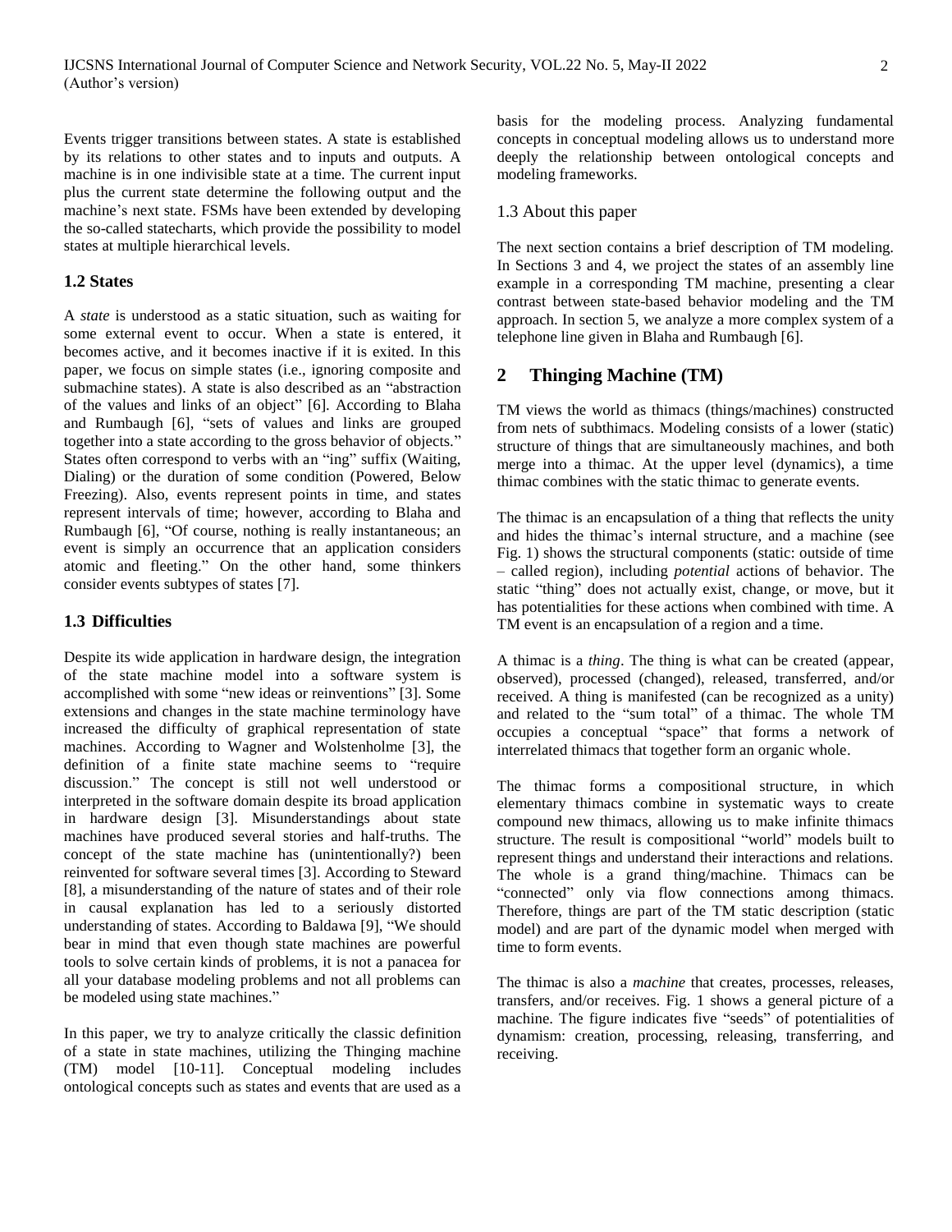Events trigger transitions between states. A state is established by its relations to other states and to inputs and outputs. A machine is in one indivisible state at a time. The current input plus the current state determine the following output and the machine's next state. FSMs have been extended by developing the so-called statecharts, which provide the possibility to model states at multiple hierarchical levels.

### 1.2 States

A *state* is understood as a static situation, such as waiting for some external event to occur. When a state is entered, it becomes active, and it becomes inactive if it is exited. In this paper, we focus on simple states (i.e., ignoring composite and submachine states). A state is also described as an "abstraction of the values and links of an object" [6]. According to Blaha and Rumbaugh [6], "sets of values and links are grouped together into a state according to the gross behavior of objects." States often correspond to verbs with an "ing" suffix (Waiting, Dialing) or the duration of some condition (Powered, Below Freezing). Also, events represent points in time, and states represent intervals of time; however, according to Blaha and Rumbaugh [6], "Of course, nothing is really instantaneous; an event is simply an occurrence that an application considers atomic and fleeting." On the other hand, some thinkers consider events subtypes of states [7].

### 1.3 Difficulties

Despite its wide application in hardware design, the integration of the state machine model into a software system is accomplished with some "new ideas or reinventions" [3]. Some extensions and changes in the state machine terminology have increased the difficulty of graphical representation of state machines. According to Wagner and Wolstenholme [3], the definition of a finite state machine seems to "require discussion." The concept is still not well understood or interpreted in the software domain despite its broad application in hardware design [3]. Misunderstandings about state machines have produced several stories and half-truths. The concept of the state machine has (unintentionally?) been reinvented for software several times [3]. According to Steward [8], a misunderstanding of the nature of states and of their role in causal explanation has led to a seriously distorted understanding of states. According to Baldawa [9], "We should bear in mind that even though state machines are powerful tools to solve certain kinds of problems, it is not a panacea for all your database modeling problems and not all problems can be modeled using state machines."

In this paper, we try to analyze critically the classic definition of a state in state machines, utilizing the Thinging machine (TM) model [10-11]. Conceptual modeling includes ontological concepts such as states and events that are used as a basis for the modeling process. Analyzing fundamental concepts in conceptual modeling allows us to understand more deeply the relationship between ontological concepts and modeling frameworks.

### 1.3 About this paper

The next section contains a brief description of TM modeling. In Sections 3 and 4, we project the states of an assembly line example in a corresponding TM machine, presenting a clear contrast between state-based behavior modeling and the TM approach. In section 5, we analyze a more complex system of a telephone line given in Blaha and Rumbaugh [6].

## 2 Thinging Machine (TM)

TM views the world as thimacs (things/machines) constructed from nets of subthimacs. Modeling consists of a lower (static) structure of things that are simultaneously machines, and both merge into a thimac. At the upper level (dynamics), a time thimac combines with the static thimac to generate events.

The thimac is an encapsulation of a thing that reflects the unity and hides the thimac's internal structure, and a machine (see Fig. 1) shows the structural components (static: outside of time – called region), including *potential* actions of behavior. The static "thing" does not actually exist, change, or move, but it has potentialities for these actions when combined with time. A TM event is an encapsulation of a region and a time.

A thimac is a *thing*. The thing is what can be created (appear, observed), processed (changed), released, transferred, and/or received. A thing is manifested (can be recognized as a unity) and related to the "sum total" of a thimac. The whole TM occupies a conceptual "space" that forms a network of interrelated thimacs that together form an organic whole.

The thimac forms a compositional structure, in which elementary thimacs combine in systematic ways to create compound new thimacs, allowing us to make infinite thimacs structure. The result is compositional "world" models built to represent things and understand their interactions and relations. The whole is a grand thing/machine. Thimacs can be "connected" only via flow connections among thimacs. Therefore, things are part of the TM static description (static model) and are part of the dynamic model when merged with time to form events.

The thimac is also a *machine* that creates, processes, releases, transfers, and/or receives. Fig. 1 shows a general picture of a machine. The figure indicates five "seeds" of potentialities of dynamism: creation, processing, releasing, transferring, and receiving.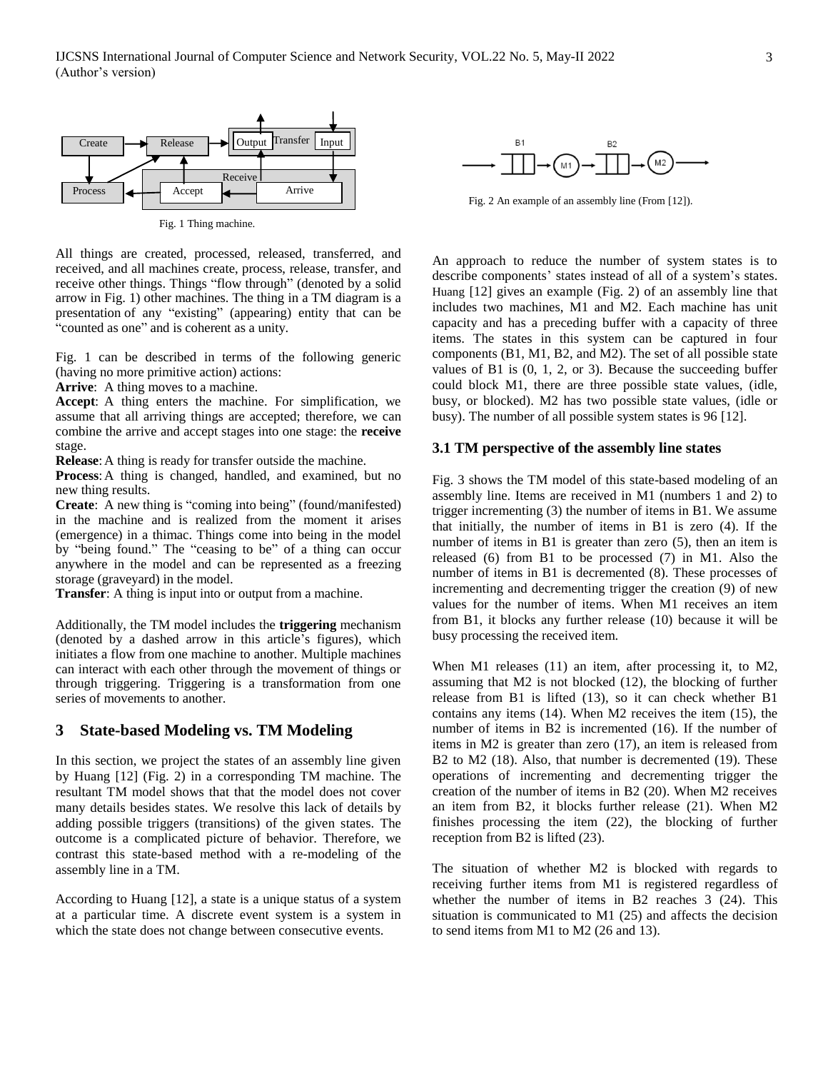Fig. 1 Thing machine.

All things are created, processed, released, transferred, and received, and all machines create, process, release, transfer, and receive other things. Things "flow through" (denoted by a solid arrow in Fig. 1) other machines. The thing in a TM diagram is a presentation of any "existing" (appearing) entity that can be "counted as one" and is coherent as a unity.

Fig. 1 can be described in terms of the following generic (having no more primitive action) actions:

**Arrive**: A thing moves to a machine.

**Accept**: A thing enters the machine. For simplification, we assume that all arriving things are accepted; therefore, we can combine the arrive and accept stages into one stage: the **receive** stage.

**Release**: A thing is ready for transfer outside the machine.

**Process**: A thing is changed, handled, and examined, but no new thing results.

**Create**: A new thing is "coming into being" (found/manifested) in the machine and is realized from the moment it arises (emergence) in a thimac. Things come into being in the model by "being found." The "ceasing to be" of a thing can occur anywhere in the model and can be represented as a freezing storage (graveyard) in the model.

**Transfer**: A thing is input into or output from a machine.

Additionally, the TM model includes the **triggering** mechanism (denoted by a dashed arrow in this article's figures), which initiates a flow from one machine to another. Multiple machines can interact with each other through the movement of things or through triggering. Triggering is a transformation from one series of movements to another.

## 3 State-based Modeling vs. TM Modeling

In this section, we project the states of an assembly line given by Huang [12] (Fig. 2) in a corresponding TM machine. The resultant TM model shows that that the model does not cover many details besides states. We resolve this lack of details by adding possible triggers (transitions) of the given states. The outcome is a complicated picture of behavior. Therefore, we contrast this state-based method with a re-modeling of the assembly line in a TM.

According to Huang [12], a state is a unique status of a system at a particular time. A discrete event system is a system in which the state does not change between consecutive events.

Fig. 2 An example of an assembly line (From [12]).

An approach to reduce the number of system states is to describe components' states instead of all of a system's states. Huang [12] gives an example (Fig. 2) of an assembly line that includes two machines, M1 and M2. Each machine has unit capacity and has a preceding buffer with a capacity of three items. The states in this system can be captured in four components (B1, M1, B2, and M2). The set of all possible state values of B1 is (0, 1, 2, or 3). Because the succeeding buffer could block M1, there are three possible state values, (idle, busy, or blocked). M2 has two possible state values, (idle or busy). The number of all possible system states is 96 [12].

### 3.1 TM perspective of the assembly line states

Fig. 3 shows the TM model of this state-based modeling of an assembly line. Items are received in M1 (numbers 1 and 2) to trigger incrementing (3) the number of items in B1. We assume that initially, the number of items in B1 is zero (4). If the number of items in B1 is greater than zero (5), then an item is released (6) from B1 to be processed (7) in M1. Also the number of items in B1 is decremented (8). These processes of incrementing and decrementing trigger the creation (9) of new values for the number of items. When M1 receives an item from B1, it blocks any further release (10) because it will be busy processing the received item.

When M1 releases (11) an item, after processing it, to M2, assuming that M2 is not blocked (12), the blocking of further release from B1 is lifted (13), so it can check whether B1 contains any items (14). When M2 receives the item (15), the number of items in B2 is incremented (16). If the number of items in M2 is greater than zero (17), an item is released from B2 to M2 (18). Also, that number is decremented (19). These operations of incrementing and decrementing trigger the creation of the number of items in B2 (20). When M2 receives an item from B2, it blocks further release (21). When M2 finishes processing the item (22), the blocking of further reception from B2 is lifted (23).

The situation of whether M2 is blocked with regards to receiving further items from M1 is registered regardless of whether the number of items in B2 reaches 3 (24). This situation is communicated to M1 (25) and affects the decision to send items from M1 to M2 (26 and 13).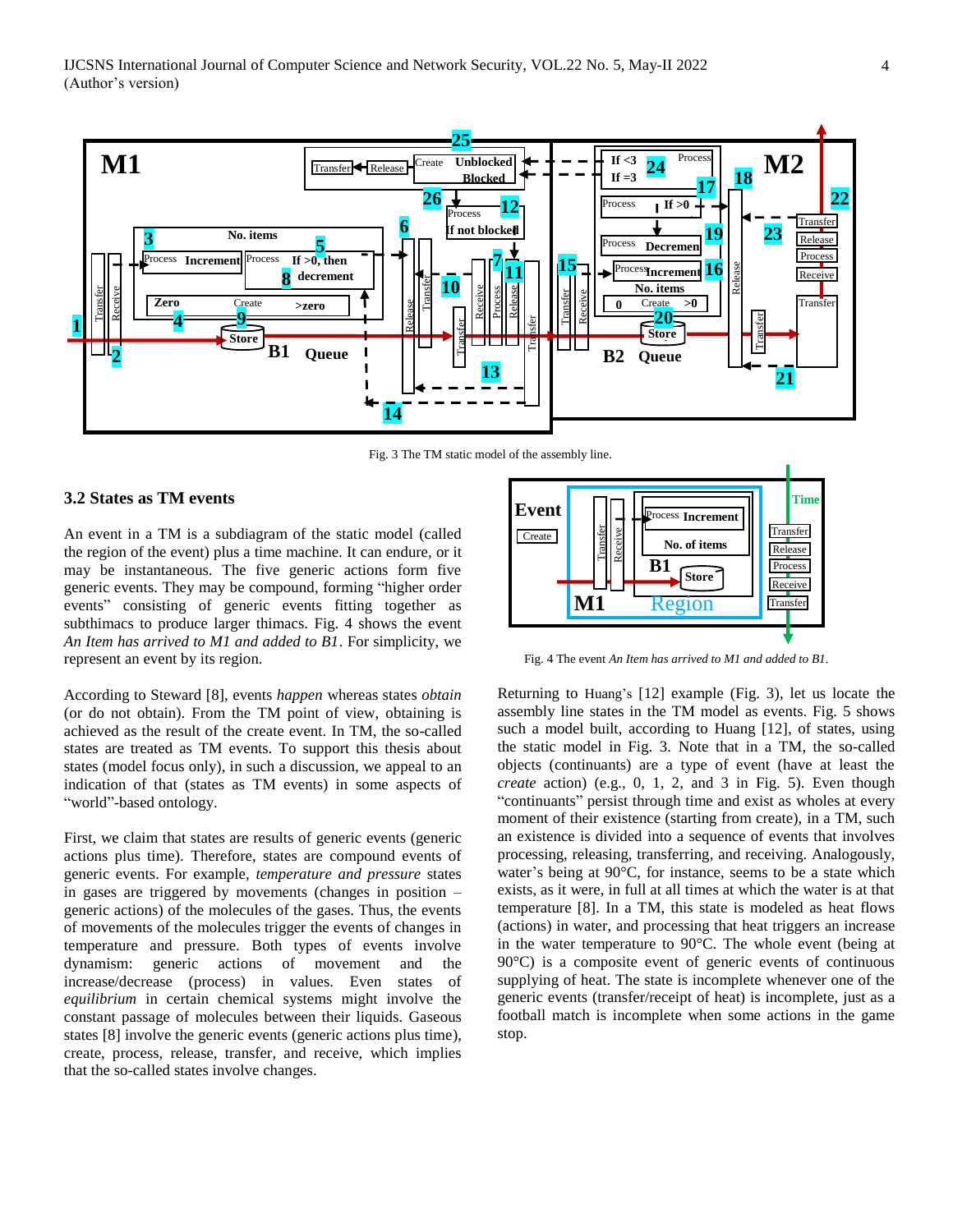Fig. 3 The TM static model of the assembly line.

### 3.2 States as TM events

An event in a TM is a subdiagram of the static model (called the region of the event) plus a time machine. It can endure, or it may be instantaneous. The five generic actions form five generic events. They may be compound, forming "higher order events" consisting of generic events fitting together as subthimacs to produce larger thimacs. Fig. 4 shows the event *An Item has arrived to M1 and added to B1*. For simplicity, we represent an event by its region.

According to Steward [8], events *happen* whereas states *obtain* (or do not obtain). From the TM point of view, obtaining is achieved as the result of the create event. In TM, the so-called states are treated as TM events. To support this thesis about states (model focus only), in such a discussion, we appeal to an indication of that (states as TM events) in some aspects of "world"-based ontology.

First, we claim that states are results of generic events (generic actions plus time). Therefore, states are compound events of generic events. For example, *temperature and pressure* states in gases are triggered by movements (changes in position – generic actions) of the molecules of the gases. Thus, the events of movements of the molecules trigger the events of changes in temperature and pressure. Both types of events involve dynamism: generic actions of movement and the increase/decrease (process) in values. Even states of *equilibrium* in certain chemical systems might involve the constant passage of molecules between their liquids. Gaseous states [8] involve the generic events (generic actions plus time), create, process, release, transfer, and receive, which implies that the so-called states involve changes.

Fig. 4 The event *An Item has arrived to M1 and added to B1*.

Returning to Huang's [12] example (Fig. 3), let us locate the assembly line states in the TM model as events. Fig. 5 shows such a model built, according to Huang [12], of states, using the static model in Fig. 3. Note that in a TM, the so-called objects (continuants) are a type of event (have at least the *create* action) (e.g., 0, 1, 2, and 3 in Fig. 5). Even though "continuants" persist through time and exist as wholes at every moment of their existence (starting from create), in a TM, such an existence is divided into a sequence of events that involves processing, releasing, transferring, and receiving. Analogously, water's being at 90°C, for instance, seems to be a state which exists, as it were, in full at all times at which the water is at that temperature [8]. In a TM, this state is modeled as heat flows (actions) in water, and processing that heat triggers an increase in the water temperature to 90°C. The whole event (being at 90°C) is a composite event of generic events of continuous supplying of heat. The state is incomplete whenever one of the generic events (transfer/receipt of heat) is incomplete, just as a football match is incomplete when some actions in the game stop.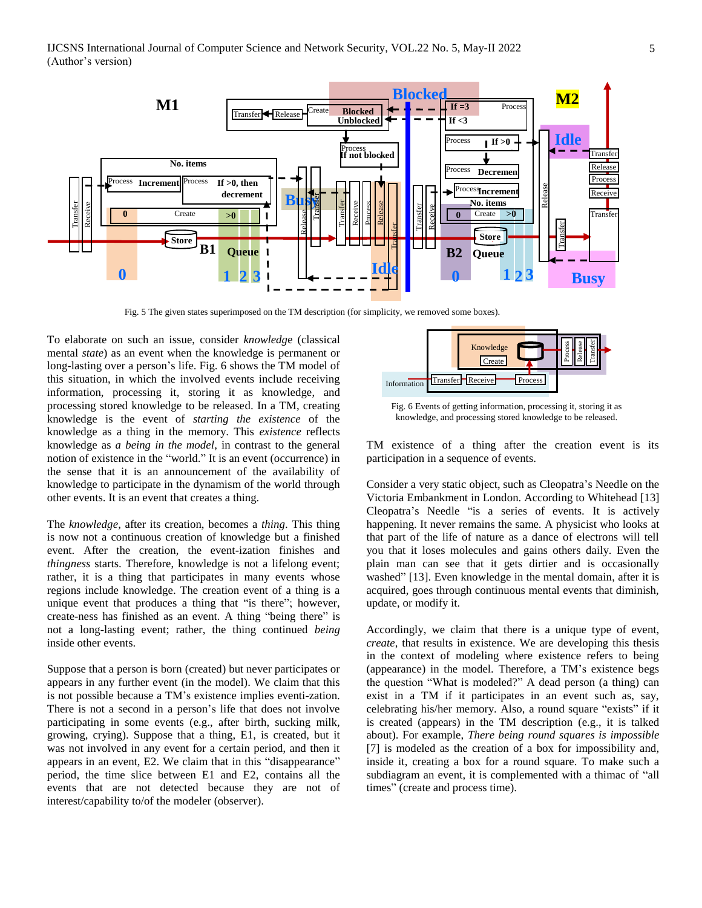Fig. 5 The given states superimposed on the TM description (for simplicity, we removed some boxes).

To elaborate on such an issue, consider *knowledge* (classical mental *state*) as an event when the knowledge is permanent or long-lasting over a person's life. Fig. 6 shows the TM model of this situation, in which the involved events include receiving information, processing it, storing it as knowledge, and processing stored knowledge to be released. In a TM, creating knowledge is the event of *starting the existence* of the knowledge as a thing in the memory. This *existence* reflects knowledge as *a being in the model*, in contrast to the general notion of existence in the "world." It is an event (occurrence) in the sense that it is an announcement of the availability of knowledge to participate in the dynamism of the world through other events. It is an event that creates a thing.

The *knowledge*, after its creation, becomes a *thing*. This thing is now not a continuous creation of knowledge but a finished event. After the creation, the event-ization finishes and *thingness* starts. Therefore, knowledge is not a lifelong event; rather, it is a thing that participates in many events whose regions include knowledge. The creation event of a thing is a unique event that produces a thing that "is there"; however, create-ness has finished as an event. A thing "being there" is not a long-lasting event; rather, the thing continued *being* inside other events.

Suppose that a person is born (created) but never participates or appears in any further event (in the model). We claim that this is not possible because a TM's existence implies eventi-zation. There is not a second in a person's life that does not involve participating in some events (e.g., after birth, sucking milk, growing, crying). Suppose that a thing, E1, is created, but it was not involved in any event for a certain period, and then it appears in an event, E2. We claim that in this "disappearance" period, the time slice between E1 and E2, contains all the events that are not detected because they are not of interest/capability to/of the modeler (observer).

Fig. 6 Events of getting information, processing it, storing it as knowledge, and processing stored knowledge to be released.

TM existence of a thing after the creation event is its participation in a sequence of events.

Consider a very static object, such as Cleopatra's Needle on the Victoria Embankment in London. According to Whitehead [13] Cleopatra's Needle "is a series of events. It is actively happening. It never remains the same. A physicist who looks at that part of the life of nature as a dance of electrons will tell you that it loses molecules and gains others daily. Even the plain man can see that it gets dirtier and is occasionally washed" [13]. Even knowledge in the mental domain, after it is acquired, goes through continuous mental events that diminish, update, or modify it.

Accordingly, we claim that there is a unique type of event, *create*, that results in existence. We are developing this thesis in the context of modeling where existence refers to being (appearance) in the model. Therefore, a TM's existence begs the question "What is modeled?" A dead person (a thing) can exist in a TM if it participates in an event such as, say, celebrating his/her memory. Also, a round square "exists" if it is created (appears) in the TM description (e.g., it is talked about). For example, *There being round squares is impossible* [7] is modeled as the creation of a box for impossibility and, inside it, creating a box for a round square. To make such a subdiagram an event, it is complemented with a thimac of "all times" (create and process time).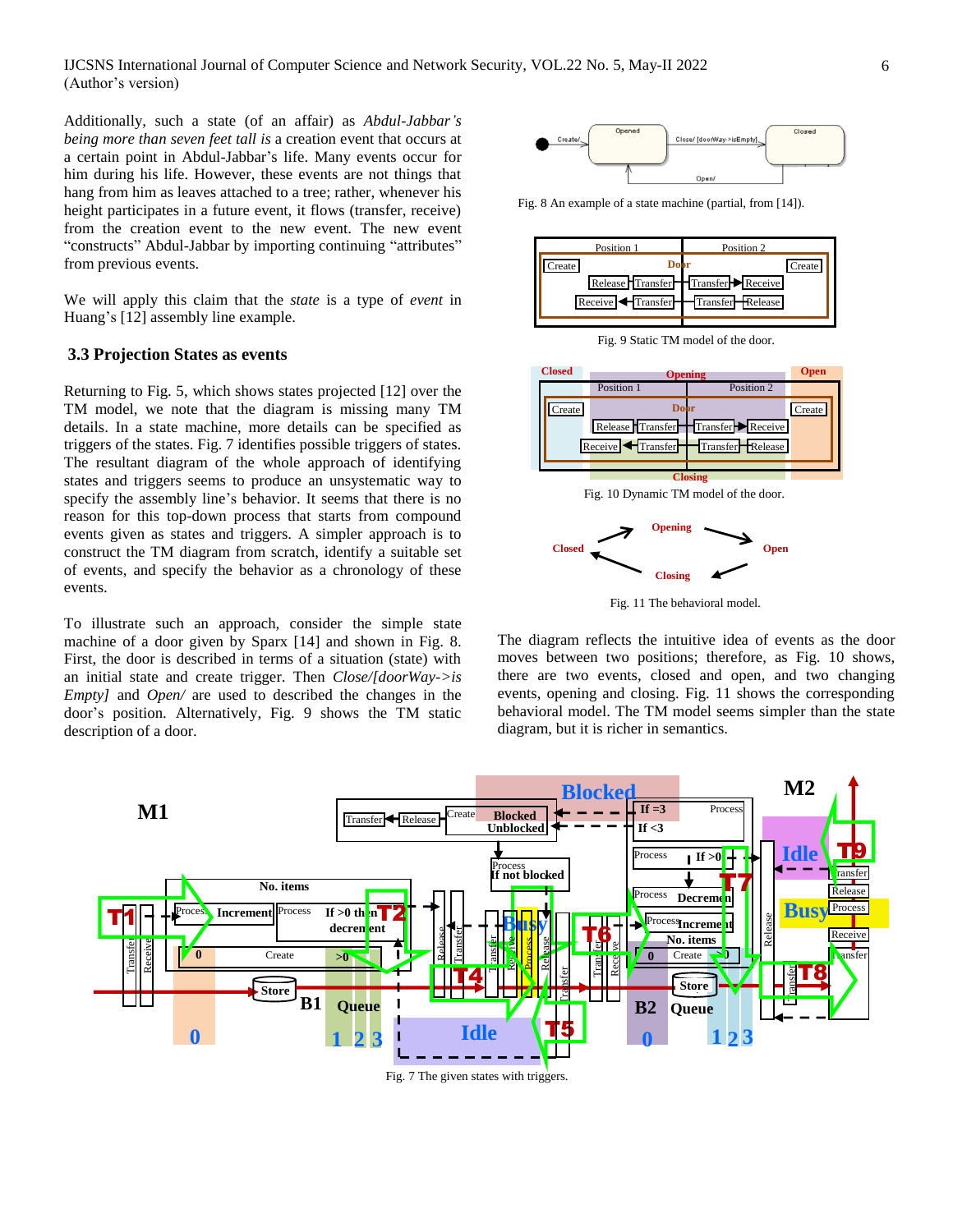Additionally, such a state (of an affair) as *Abdul-Jabbar's being more than seven feet tall is* a creation event that occurs at a certain point in Abdul-Jabbar's life. Many events occur for him during his life. However, these events are not things that hang from him as leaves attached to a tree; rather, whenever his height participates in a future event, it flows (transfer, receive) from the creation event to the new event. The new event "constructs" Abdul-Jabbar by importing continuing "attributes" from previous events.

We will apply this claim that the *state* is a type of *event* in Huang's [12] assembly line example.

### 3.3 Projection States as events

Returning to Fig. 5, which shows states projected [12] over the TM model, we note that the diagram is missing many TM details. In a state machine, more details can be specified as triggers of the states. Fig. 7 identifies possible triggers of states. The resultant diagram of the whole approach of identifying states and triggers seems to produce an unsystematic way to specify the assembly line's behavior. It seems that there is no reason for this top-down process that starts from compound events given as states and triggers. A simpler approach is to construct the TM diagram from scratch, identify a suitable set of events, and specify the behavior as a chronology of these events.

To illustrate such an approach, consider the simple state machine of a door given by Sparx [14] and shown in Fig. 8. First, the door is described in terms of a situation (state) with an initial state and create trigger. Then *Close/[doorWay->is Empty]* and *Open/* are used to described the changes in the door's position. Alternatively, Fig. 9 shows the TM static description of a door.

Fig. 8 An example of a state machine (partial, from [14]).

Fig. 9 Static TM model of the door.

Fig. 10 Dynamic TM model of the door.

Fig. 11 The behavioral model.

The diagram reflects the intuitive idea of events as the door moves between two positions; therefore, as Fig. 10 shows, there are two events, closed and open, and two changing events, opening and closing. Fig. 11 shows the corresponding behavioral model. The TM model seems simpler than the state diagram, but it is richer in semantics.

Fig. 7 The given states with triggers.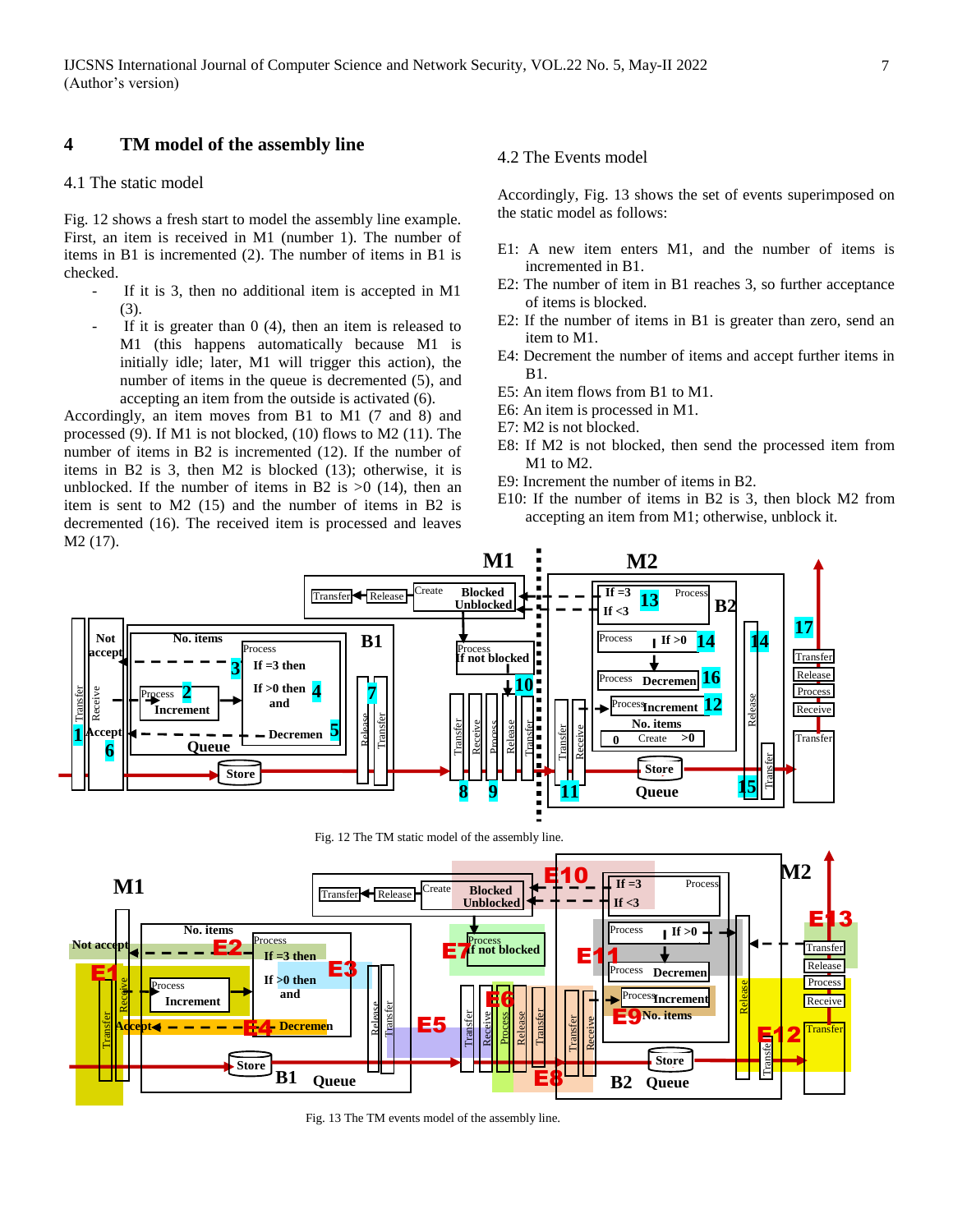## 4 TM model of the assembly line

### 4.1 The static model

Fig. 12 shows a fresh start to model the assembly line example. First, an item is received in M1 (number 1). The number of items in B1 is incremented (2). The number of items in B1 is checked.

- If it is 3, then no additional item is accepted in M1 (3).
- If it is greater than 0 (4), then an item is released to M1 (this happens automatically because M1 is initially idle; later, M1 will trigger this action), the number of items in the queue is decremented (5), and accepting an item from the outside is activated (6).

Accordingly, an item moves from B1 to M1 (7 and 8) and processed (9). If M1 is not blocked, (10) flows to M2 (11). The number of items in B2 is incremented (12). If the number of items in B2 is 3, then M2 is blocked (13); otherwise, it is unblocked. If the number of items in B2 is >0 (14), then an item is sent to M2 (15) and the number of items in B2 is decremented (16). The received item is processed and leaves M2 (17).

### 4.2 The Events model

Accordingly, Fig. 13 shows the set of events superimposed on the static model as follows:

E1: A new item enters M1, and the number of items is incremented in B1.
E2: The number of item in B1 reaches 3, so further acceptance of items is blocked.
E2: If the number of items in B1 is greater than zero, send an item to M1.
E4: Decrement the number of items and accept further items in B1.
E5: An item flows from B1 to M1.
E6: An item is processed in M1.
E7: M2 is not blocked.
E8: If M2 is not blocked, then send the processed item from M1 to M2.
E9: Increment the number of items in B2.
E10: If the number of items in B2 is 3, then block M2 from accepting an item from M1; otherwise, unblock it.

Fig. 12 The TM static model of the assembly line.

Fig. 13 The TM events model of the assembly line.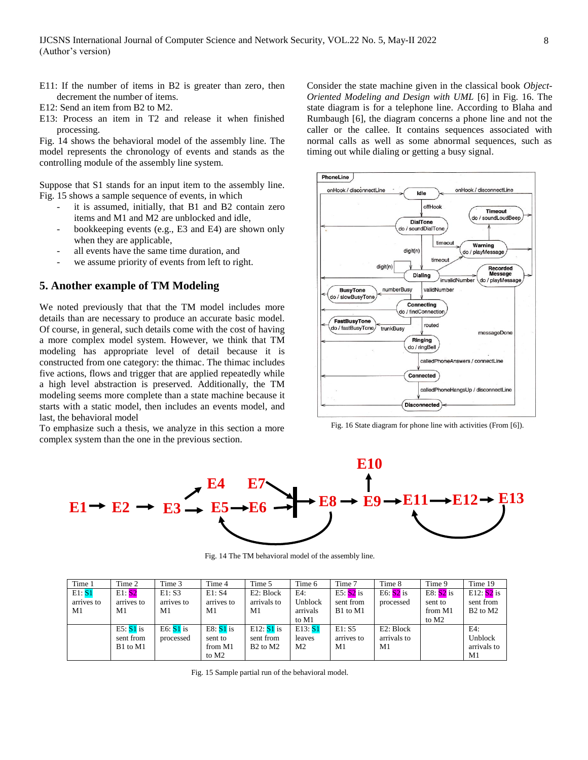E11: If the number of items in B2 is greater than zero, then decrement the number of items.

E12: Send an item from B2 to M2.

E13: Process an item in T2 and release it when finished processing.

Fig. 14 shows the behavioral model of the assembly line. The model represents the chronology of events and stands as the controlling module of the assembly line system.

Suppose that S1 stands for an input item to the assembly line. Fig. 15 shows a sample sequence of events, in which

- it is assumed, initially, that B1 and B2 contain zero items and M1 and M2 are unblocked and idle,
- bookkeeping events (e.g., E3 and E4) are shown only when they are applicable,
- all events have the same time duration, and
- we assume priority of events from left to right.

## 5. Another example of TM Modeling

We noted previously that that the TM model includes more details than are necessary to produce an accurate basic model. Of course, in general, such details come with the cost of having a more complex model system. However, we think that TM modeling has appropriate level of detail because it is constructed from one category: the thimac. The thimac includes five actions, flows and trigger that are applied repeatedly while a high level abstraction is preserved. Additionally, the TM modeling seems more complete than a state machine because it starts with a static model, then includes an events model, and last, the behavioral model

To emphasize such a thesis, we analyze in this section a more complex system than the one in the previous section.

Consider the state machine given in the classical book *Object-Oriented Modeling and Design with UML* [6] in Fig. 16. The state diagram is for a telephone line. According to Blaha and Rumbaugh [6], the diagram concerns a phone line and not the caller or the callee. It contains sequences associated with normal calls as well as some abnormal sequences, such as timing out while dialing or getting a busy signal.

Fig. 16 State diagram for phone line with activities (From [6]).

Fig. 14 The TM behavioral model of the assembly line.

| Time 1 | Time 2 | Time 3 | Time 4 | Time 5 | Time 6 | Time 7 | Time 8 | Time 9 | Time 19 |
|---|---|---|---|---|---|---|---|---|---|
| E1: S1 arrives to M1 | E1: S2 arrives to M1 | E1: S3 arrives to M1 | E1: S4 arrives to M1 | E2: Block arrivals to M1 | E4: Unblock arrivals to M1 | E5: S2 is sent from B1 to M1 | E6: S2 is processed | E8: S2 is sent to from M1 to M2 | E12: S2 is sent from B2 to M2 |
| | E5: S1 is sent from B1 to M1 | E6: S1 is processed | E8: S1 is sent to from M1 to M2 | E12: S1 is sent from B2 to M2 | E13: S1 leaves M2 | E1: S5 arrives to M1 | E2: Block arrivals to M1 | | E4: Unblock arrivals to M1 |

Fig. 15 Sample partial run of the behavioral model.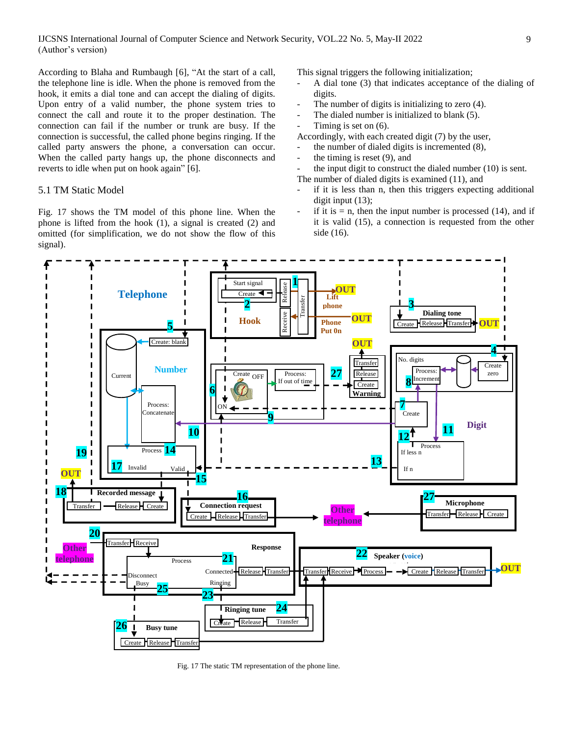According to Blaha and Rumbaugh [6], "At the start of a call, the telephone line is idle. When the phone is removed from the hook, it emits a dial tone and can accept the dialing of digits. Upon entry of a valid number, the phone system tries to connect the call and route it to the proper destination. The connection can fail if the number or trunk are busy. If the connection is successful, the called phone begins ringing. If the called party answers the phone, a conversation can occur. When the called party hangs up, the phone disconnects and reverts to idle when put on hook again" [6].

## 5.1 TM Static Model

Fig. 17 shows the TM model of this phone line. When the phone is lifted from the hook (1), a signal is created (2) and omitted (for simplification, we do not show the flow of this signal).

This signal triggers the following initialization;

- A dial tone (3) that indicates acceptance of the dialing of digits.
- The number of digits is initializing to zero (4).
- The dialed number is initialized to blank (5).
- Timing is set on (6).

Accordingly, with each created digit (7) by the user,

- the number of dialed digits is incremented (8),
- the timing is reset (9), and
- the input digit to construct the dialed number (10) is sent.

The number of dialed digits is examined (11), and

- if it is less than n, then this triggers expecting additional digit input (13);
- if it is = n, then the input number is processed (14), and if it is valid (15), a connection is requested from the other side (16).

Fig. 17 The static TM representation of the phone line.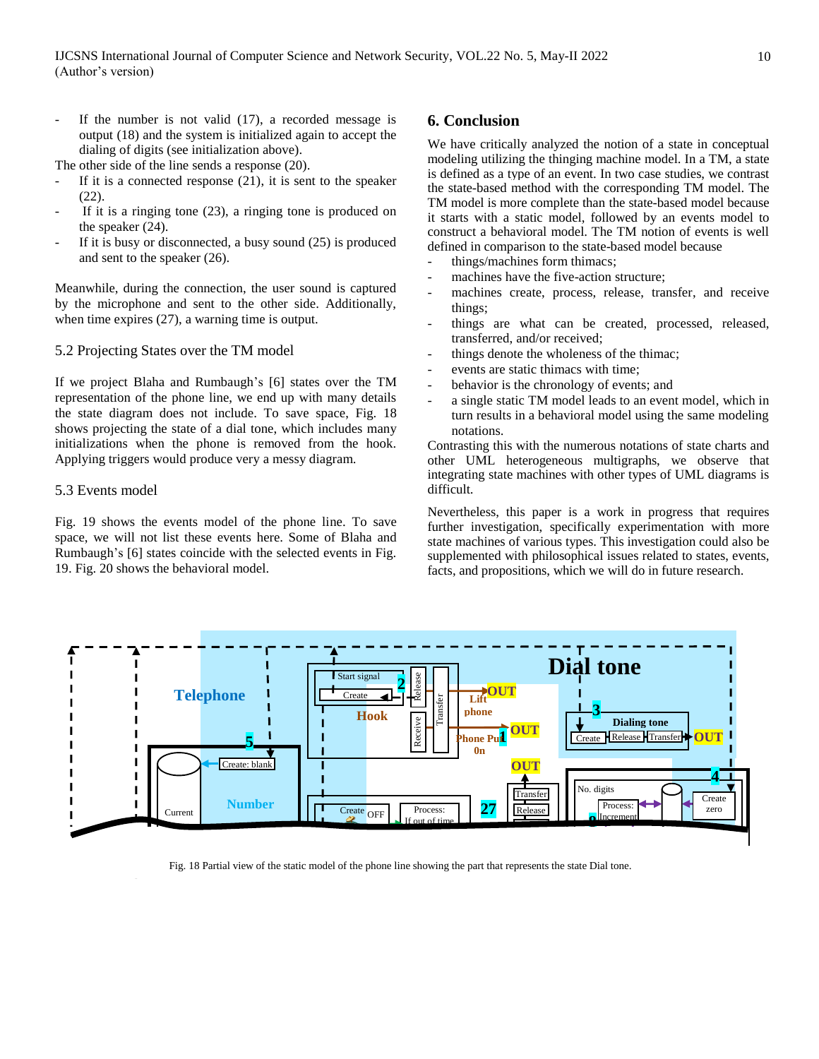- If the number is not valid (17), a recorded message is output (18) and the system is initialized again to accept the dialing of digits (see initialization above).

The other side of the line sends a response (20).

- If it is a connected response (21), it is sent to the speaker (22).
- If it is a ringing tone (23), a ringing tone is produced on the speaker (24).
- If it is busy or disconnected, a busy sound (25) is produced and sent to the speaker (26).

Meanwhile, during the connection, the user sound is captured by the microphone and sent to the other side. Additionally, when time expires (27), a warning time is output.

### 5.2 Projecting States over the TM model

If we project Blaha and Rumbaugh's [6] states over the TM representation of the phone line, we end up with many details the state diagram does not include. To save space, Fig. 18 shows projecting the state of a dial tone, which includes many initializations when the phone is removed from the hook. Applying triggers would produce very a messy diagram.

### 5.3 Events model

Fig. 19 shows the events model of the phone line. To save space, we will not list these events here. Some of Blaha and Rumbaugh's [6] states coincide with the selected events in Fig. 19. Fig. 20 shows the behavioral model.

## 6. Conclusion

We have critically analyzed the notion of a state in conceptual modeling utilizing the thinging machine model. In a TM, a state is defined as a type of an event. In two case studies, we contrast the state-based method with the corresponding TM model. The TM model is more complete than the state-based model because it starts with a static model, followed by an events model to construct a behavioral model. The TM notion of events is well defined in comparison to the state-based model because

- things/machines form thimacs;
- machines have the five-action structure;
- machines create, process, release, transfer, and receive things;
- things are what can be created, processed, released, transferred, and/or received;
- things denote the wholeness of the thimac;
- events are static thimacs with time;
- behavior is the chronology of events; and
- a single static TM model leads to an event model, which in turn results in a behavioral model using the same modeling notations.

Contrasting this with the numerous notations of state charts and other UML heterogeneous multigraphs, we observe that integrating state machines with other types of UML diagrams is difficult.

Nevertheless, this paper is a work in progress that requires further investigation, specifically experimentation with more state machines of various types. This investigation could also be supplemented with philosophical issues related to states, events, facts, and propositions, which we will do in future research.

Fig. 18 Partial view of the static model of the phone line showing the part that represents the state Dial tone.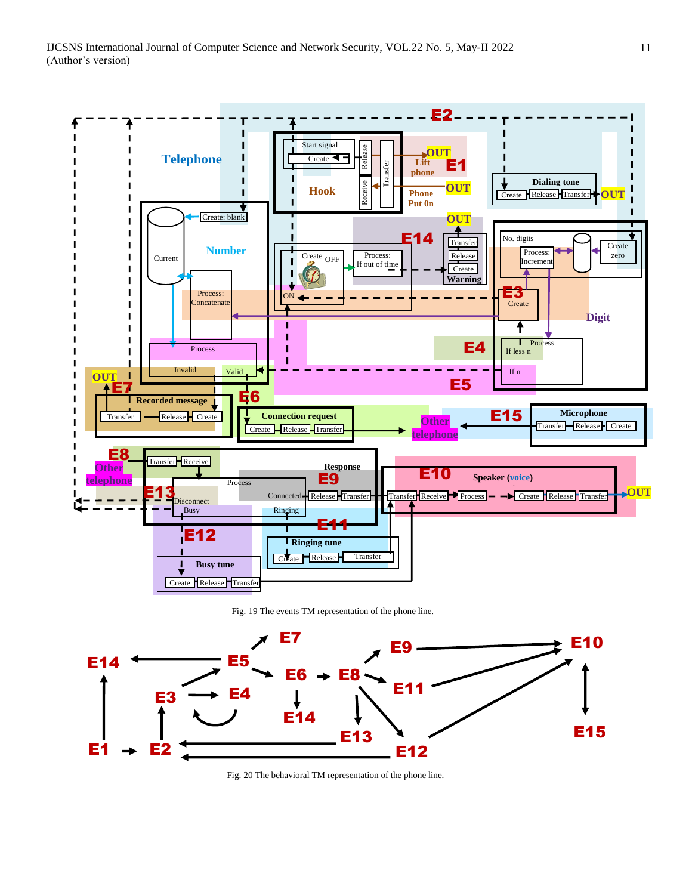Fig. 19 The events TM representation of the phone line.

Fig. 20 The behavioral TM representation of the phone line.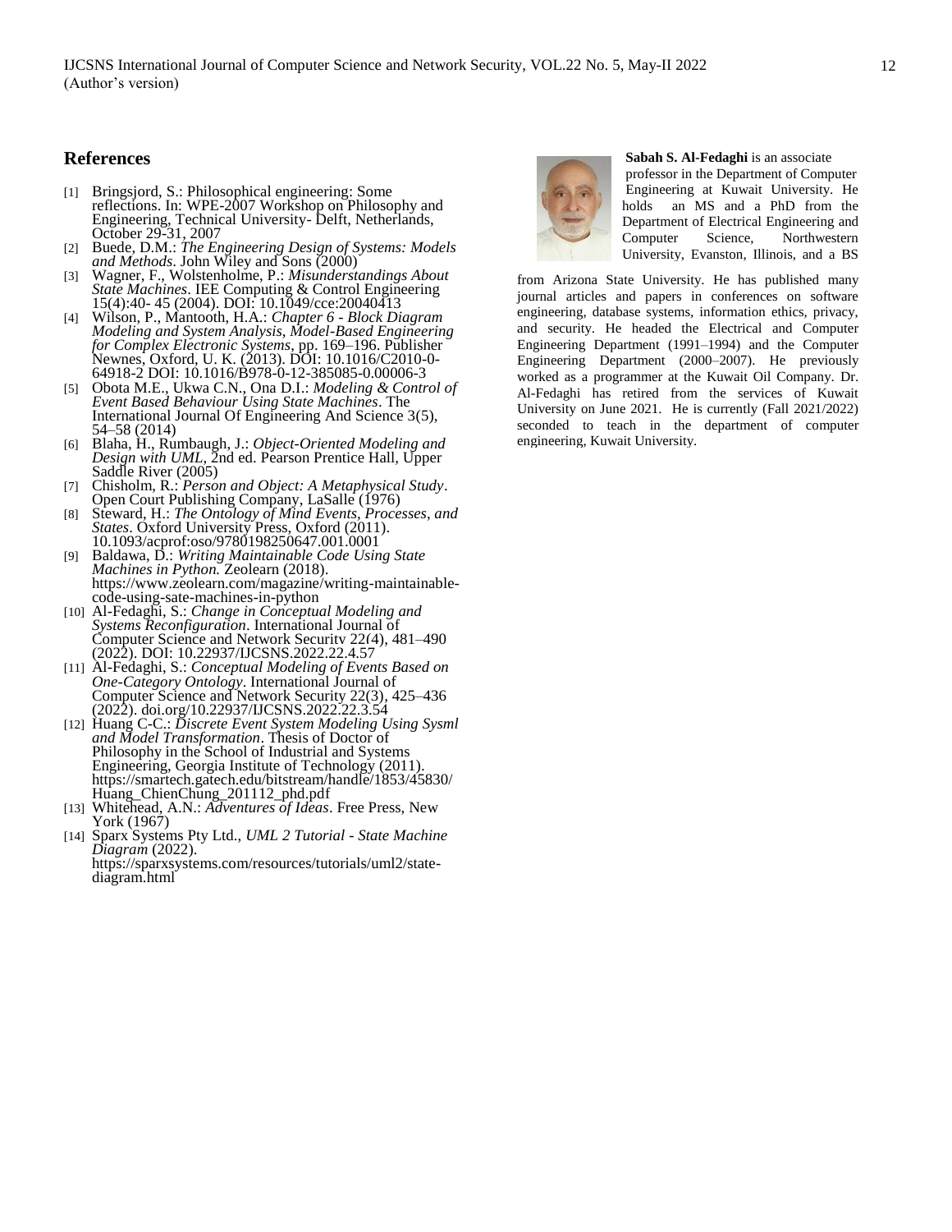## References

[1] Bringsjord, S.: Philosophical engineering: Some reflections. In: WPE-2007 Workshop on Philosophy and Engineering, Technical University- Delft, Netherlands, October 29-31, 2007

[2] Buede, D.M.: *The Engineering Design of Systems: Models and Methods*. John Wiley and Sons (2000)

[3] Wagner, F., Wolstenholme, P.: *Misunderstandings About State Machines*. IEE Computing & Control Engineering 15(4):40- 45 (2004). DOI: 10.1049/cce:20040413

[4] Wilson, P., Mantooth, H.A.: *Chapter 6 - Block Diagram Modeling and System Analysis, Model-Based Engineering for Complex Electronic Systems*, pp. 169–196. Publisher Newnes, Oxford, U. K. (2013). DOI: 10.1016/C2010-0-64918-2 DOI: 10.1016/B978-0-12-385085-0.00006-3

[5] Obota M.E., Ukwa C.N., Ona D.I.: *Modeling & Control of Event Based Behaviour Using State Machines*. The International Journal Of Engineering And Science 3(5), 54–58 (2014)

[6] Blaha, H., Rumbaugh, J.: *Object-Oriented Modeling and Design with UML*, 2nd ed. Pearson Prentice Hall, Upper Saddle River (2005)

[7] Chisholm, R.: *Person and Object: A Metaphysical Study*. Open Court Publishing Company, LaSalle (1976)

[8] Steward, H.: *The Ontology of Mind Events, Processes, and States*. Oxford University Press, Oxford (2011). 10.1093/acprof:oso/9780198250647.001.0001

[9] Baldawa, D.: *Writing Maintainable Code Using State Machines in Python.* Zeolearn (2018). https://www.zeolearn.com/magazine/writing-maintainable-code-using-sate-machines-in-python

[10] Al-Fedaghi, S.: *Change in Conceptual Modeling and Systems Reconfiguration*. International Journal of Computer Science and Network Security 22(4), 481–490 (2022). DOI: 10.22937/IJCSNS.2022.22.4.57

[11] Al-Fedaghi, S.: *Conceptual Modeling of Events Based on One-Category Ontology*. International Journal of Computer Science and Network Security 22(3), 425–436 (2022). doi.org/10.22937/IJCSNS.2022.22.3.54

[12] Huang C-C.: *Discrete Event System Modeling Using Sysml and Model Transformation*. Thesis of Doctor of Philosophy in the School of Industrial and Systems Engineering, Georgia Institute of Technology (2011). https://smartech.gatech.edu/bitstream/handle/1853/45830/Huang_ChienChung_201112_phd.pdf

[13] Whitehead, A.N.: *Adventures of Ideas*. Free Press, New York (1967)

[14] Sparx Systems Pty Ltd., *UML 2 Tutorial - State Machine Diagram* (2022). https://sparxsystems.com/resources/tutorials/uml2/state-diagram.html

**Sabah S. Al-Fedaghi** is an associate professor in the Department of Computer Engineering at Kuwait University. He holds an MS and a PhD from the Department of Electrical Engineering and Computer Science, Northwestern University, Evanston, Illinois, and a BS from Arizona State University. He has published many journal articles and papers in conferences on software engineering, database systems, information ethics, privacy, and security. He headed the Electrical and Computer Engineering Department (1991–1994) and the Computer Engineering Department (2000–2007). He previously worked as a programmer at the Kuwait Oil Company. Dr. Al-Fedaghi has retired from the services of Kuwait University on June 2021. He is currently (Fall 2021/2022) seconded to teach in the department of computer engineering, Kuwait University.